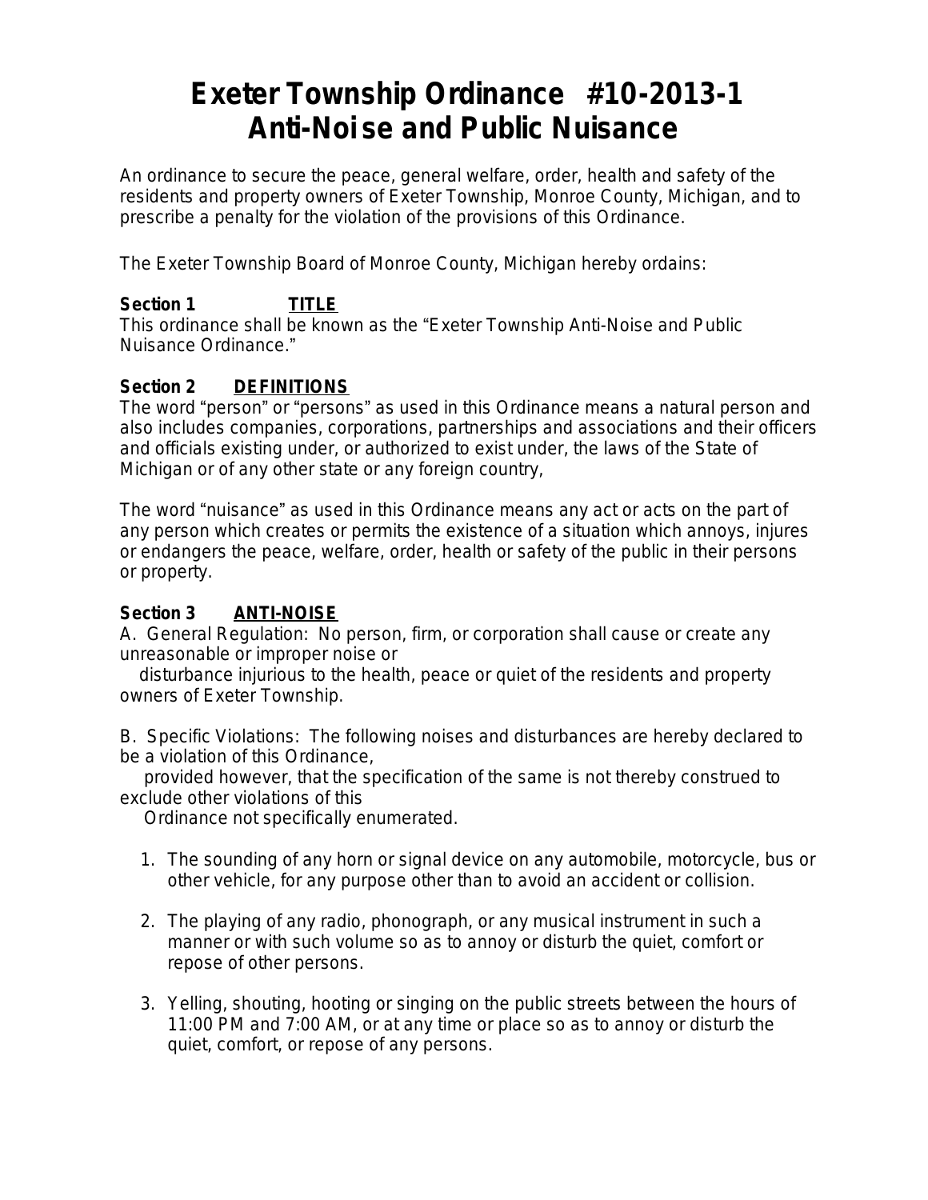# Exeter Township Ordinance #10-2013-1
# Anti-Noise and Public Nuisance

An ordinance to secure the peace, general welfare, order, health and safety of the residents and property owners of Exeter Township, Monroe County, Michigan, and to prescribe a penalty for the violation of the provisions of this Ordinance.

The Exeter Township Board of Monroe County, Michigan hereby ordains:

**Section 1** **TITLE**

This ordinance shall be known as the "Exeter Township Anti-Noise and Public Nuisance Ordinance."

**Section 2** **DEFINITIONS**

The word "person" or "persons" as used in this Ordinance means a natural person and also includes companies, corporations, partnerships and associations and their officers and officials existing under, or authorized to exist under, the laws of the State of Michigan or of any other state or any foreign country,

The word "nuisance" as used in this Ordinance means any act or acts on the part of any person which creates or permits the existence of a situation which annoys, injures or endangers the peace, welfare, order, health or safety of the public in their persons or property.

**Section 3** **ANTI-NOISE**

A. General Regulation: No person, firm, or corporation shall cause or create any unreasonable or improper noise or disturbance injurious to the health, peace or quiet of the residents and property owners of Exeter Township.

B. Specific Violations: The following noises and disturbances are hereby declared to be a violation of this Ordinance, provided however, that the specification of the same is not thereby construed to exclude other violations of this Ordinance not specifically enumerated.

1. The sounding of any horn or signal device on any automobile, motorcycle, bus or other vehicle, for any purpose other than to avoid an accident or collision.

2. The playing of any radio, phonograph, or any musical instrument in such a manner or with such volume so as to annoy or disturb the quiet, comfort or repose of other persons.

3. Yelling, shouting, hooting or singing on the public streets between the hours of 11:00 PM and 7:00 AM, or at any time or place so as to annoy or disturb the quiet, comfort, or repose of any persons.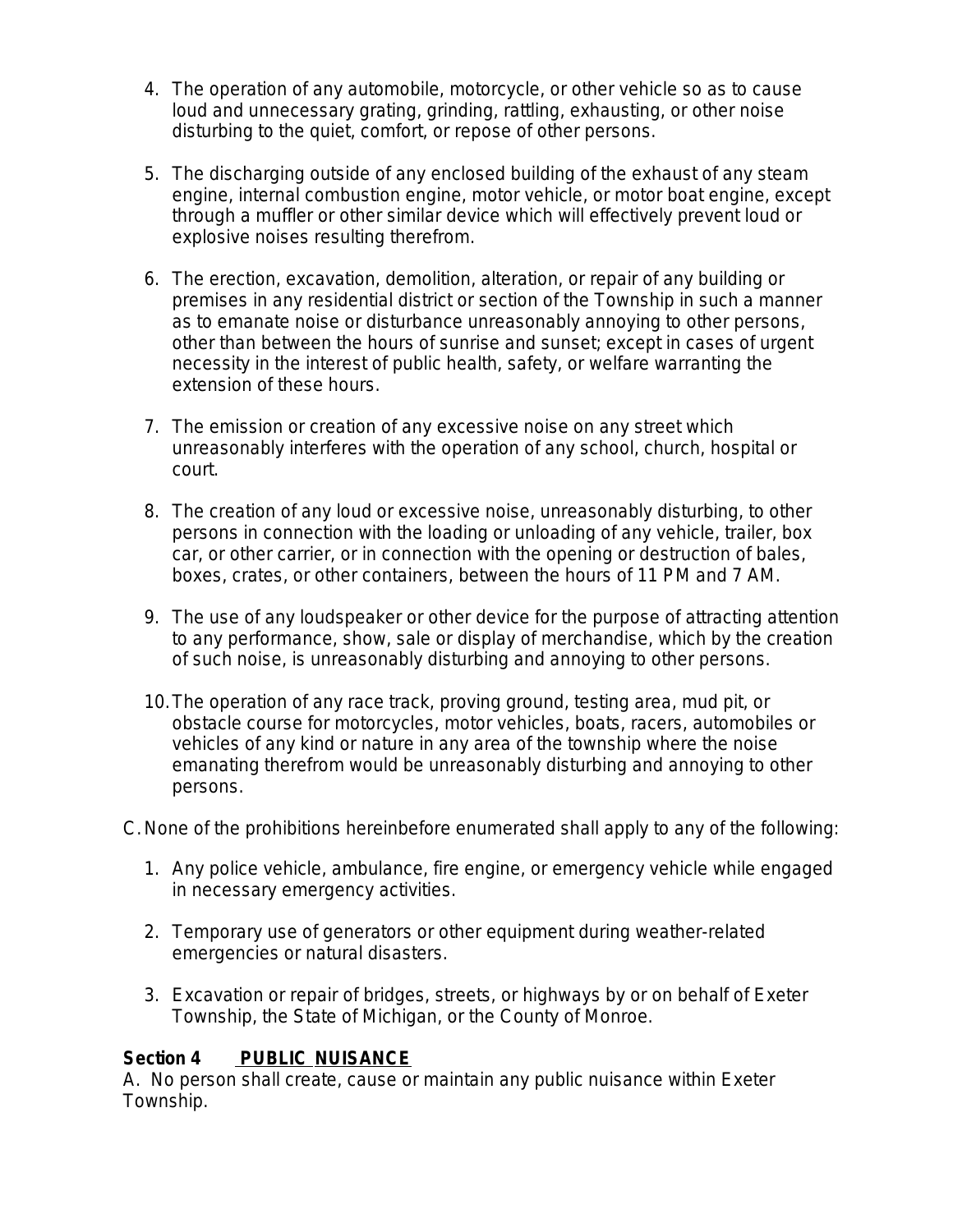4. The operation of any automobile, motorcycle, or other vehicle so as to cause loud and unnecessary grating, grinding, rattling, exhausting, or other noise disturbing to the quiet, comfort, or repose of other persons.

5. The discharging outside of any enclosed building of the exhaust of any steam engine, internal combustion engine, motor vehicle, or motor boat engine, except through a muffler or other similar device which will effectively prevent loud or explosive noises resulting therefrom.

6. The erection, excavation, demolition, alteration, or repair of any building or premises in any residential district or section of the Township in such a manner as to emanate noise or disturbance unreasonably annoying to other persons, other than between the hours of sunrise and sunset; except in cases of urgent necessity in the interest of public health, safety, or welfare warranting the extension of these hours.

7. The emission or creation of any excessive noise on any street which unreasonably interferes with the operation of any school, church, hospital or court.

8. The creation of any loud or excessive noise, unreasonably disturbing, to other persons in connection with the loading or unloading of any vehicle, trailer, box car, or other carrier, or in connection with the opening or destruction of bales, boxes, crates, or other containers, between the hours of 11 PM and 7 AM.

9. The use of any loudspeaker or other device for the purpose of attracting attention to any performance, show, sale or display of merchandise, which by the creation of such noise, is unreasonably disturbing and annoying to other persons.

10. The operation of any race track, proving ground, testing area, mud pit, or obstacle course for motorcycles, motor vehicles, boats, racers, automobiles or vehicles of any kind or nature in any area of the township where the noise emanating therefrom would be unreasonably disturbing and annoying to other persons.

C. None of the prohibitions hereinbefore enumerated shall apply to any of the following:

1. Any police vehicle, ambulance, fire engine, or emergency vehicle while engaged in necessary emergency activities.

2. Temporary use of generators or other equipment during weather-related emergencies or natural disasters.

3. Excavation or repair of bridges, streets, or highways by or on behalf of Exeter Township, the State of Michigan, or the County of Monroe.

**Section 4 PUBLIC NUISANCE**

A. No person shall create, cause or maintain any public nuisance within Exeter Township.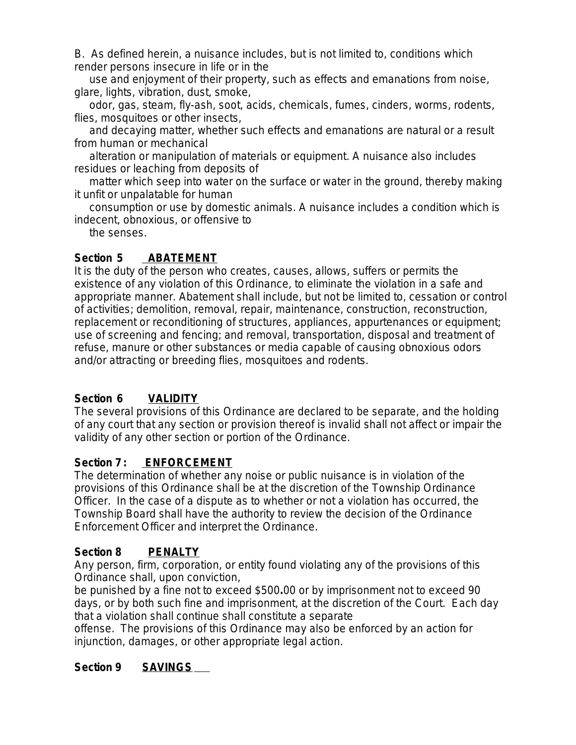B. As defined herein, a nuisance includes, but is not limited to, conditions which render persons insecure in life or in the use and enjoyment of their property, such as effects and emanations from noise, glare, lights, vibration, dust, smoke, odor, gas, steam, fly-ash, soot, acids, chemicals, fumes, cinders, worms, rodents, flies, mosquitoes or other insects, and decaying matter, whether such effects and emanations are natural or a result from human or mechanical alteration or manipulation of materials or equipment. A nuisance also includes residues or leaching from deposits of matter which seep into water on the surface or water in the ground, thereby making it unfit or unpalatable for human consumption or use by domestic animals. A nuisance includes a condition which is indecent, obnoxious, or offensive to the senses.

**Section 5 ABATEMENT**

It is the duty of the person who creates, causes, allows, suffers or permits the existence of any violation of this Ordinance, to eliminate the violation in a safe and appropriate manner. Abatement shall include, but not be limited to, cessation or control of activities; demolition, removal, repair, maintenance, construction, reconstruction, replacement or reconditioning of structures, appliances, appurtenances or equipment; use of screening and fencing; and removal, transportation, disposal and treatment of refuse, manure or other substances or media capable of causing obnoxious odors and/or attracting or breeding flies, mosquitoes and rodents.

**Section 6 VALIDITY**

The several provisions of this Ordinance are declared to be separate, and the holding of any court that any section or provision thereof is invalid shall not affect or impair the validity of any other section or portion of the Ordinance.

**Section 7: ENFORCEMENT**

The determination of whether any noise or public nuisance is in violation of the provisions of this Ordinance shall be at the discretion of the Township Ordinance Officer. In the case of a dispute as to whether or not a violation has occurred, the Township Board shall have the authority to review the decision of the Ordinance Enforcement Officer and interpret the Ordinance.

**Section 8 PENALTY**

Any person, firm, corporation, or entity found violating any of the provisions of this Ordinance shall, upon conviction, be punished by a fine not to exceed $500.00 or by imprisonment not to exceed 90 days, or by both such fine and imprisonment, at the discretion of the Court. Each day that a violation shall continue shall constitute a separate offense. The provisions of this Ordinance may also be enforced by an action for injunction, damages, or other appropriate legal action.

**Section 9 SAVINGS**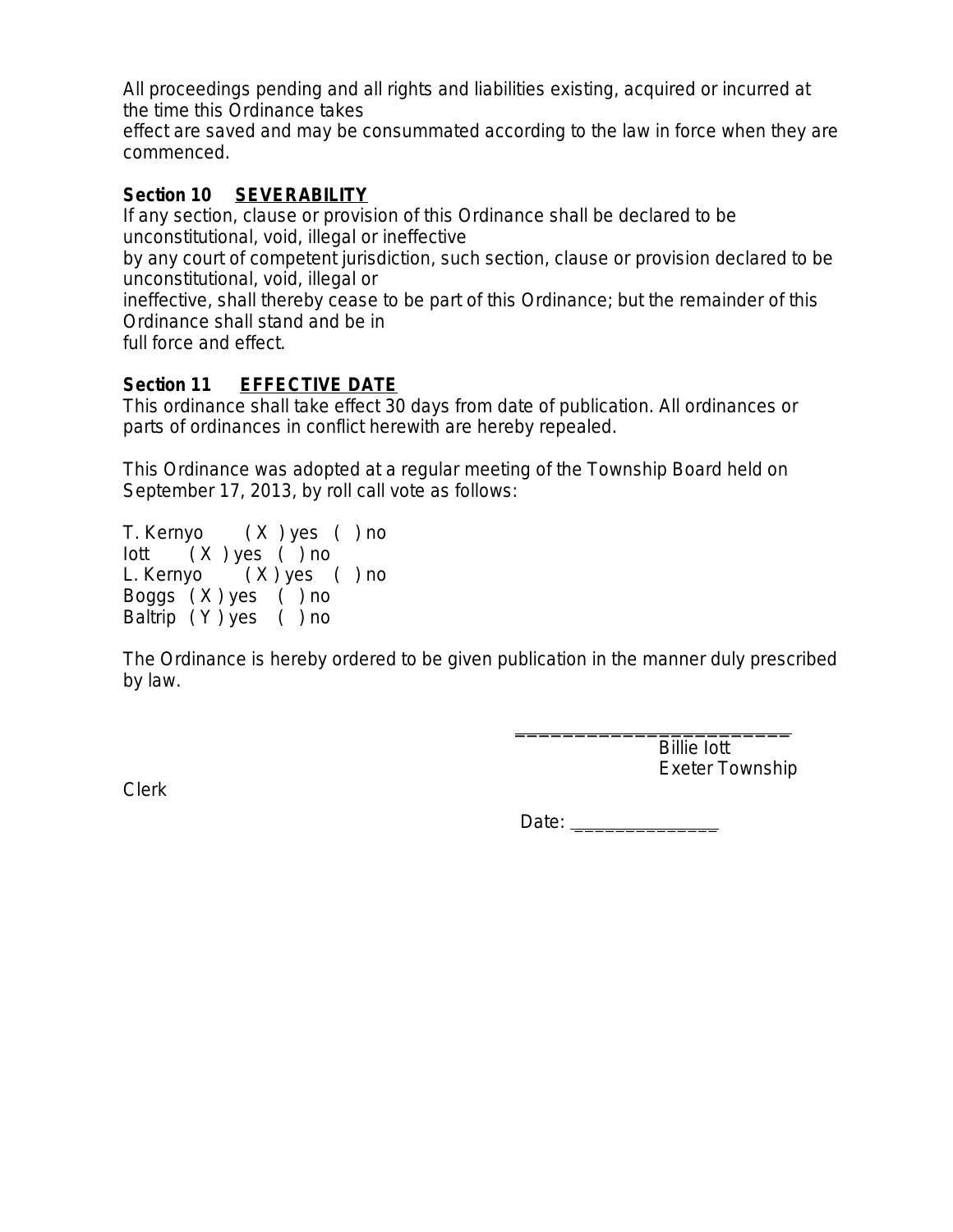All proceedings pending and all rights and liabilities existing, acquired or incurred at the time this Ordinance takes effect are saved and may be consummated according to the law in force when they are commenced.

**Section 10 SEVERABILITY**

If any section, clause or provision of this Ordinance shall be declared to be unconstitutional, void, illegal or ineffective by any court of competent jurisdiction, such section, clause or provision declared to be unconstitutional, void, illegal or ineffective, shall thereby cease to be part of this Ordinance; but the remainder of this Ordinance shall stand and be in full force and effect.

**Section 11 EFFECTIVE DATE**

This ordinance shall take effect 30 days from date of publication. All ordinances or parts of ordinances in conflict herewith are hereby repealed.

This Ordinance was adopted at a regular meeting of the Township Board held on September 17, 2013, by roll call vote as follows:

T. Kernyo ( X ) yes ( ) no
Iott ( X ) yes ( ) no
L. Kernyo ( X ) yes ( ) no
Boggs ( X ) yes ( ) no
Baltrip ( Y ) yes ( ) no

The Ordinance is hereby ordered to be given publication in the manner duly prescribed by law.

_________________________
Billie Iott
Exeter Township
Clerk

Date: ______________